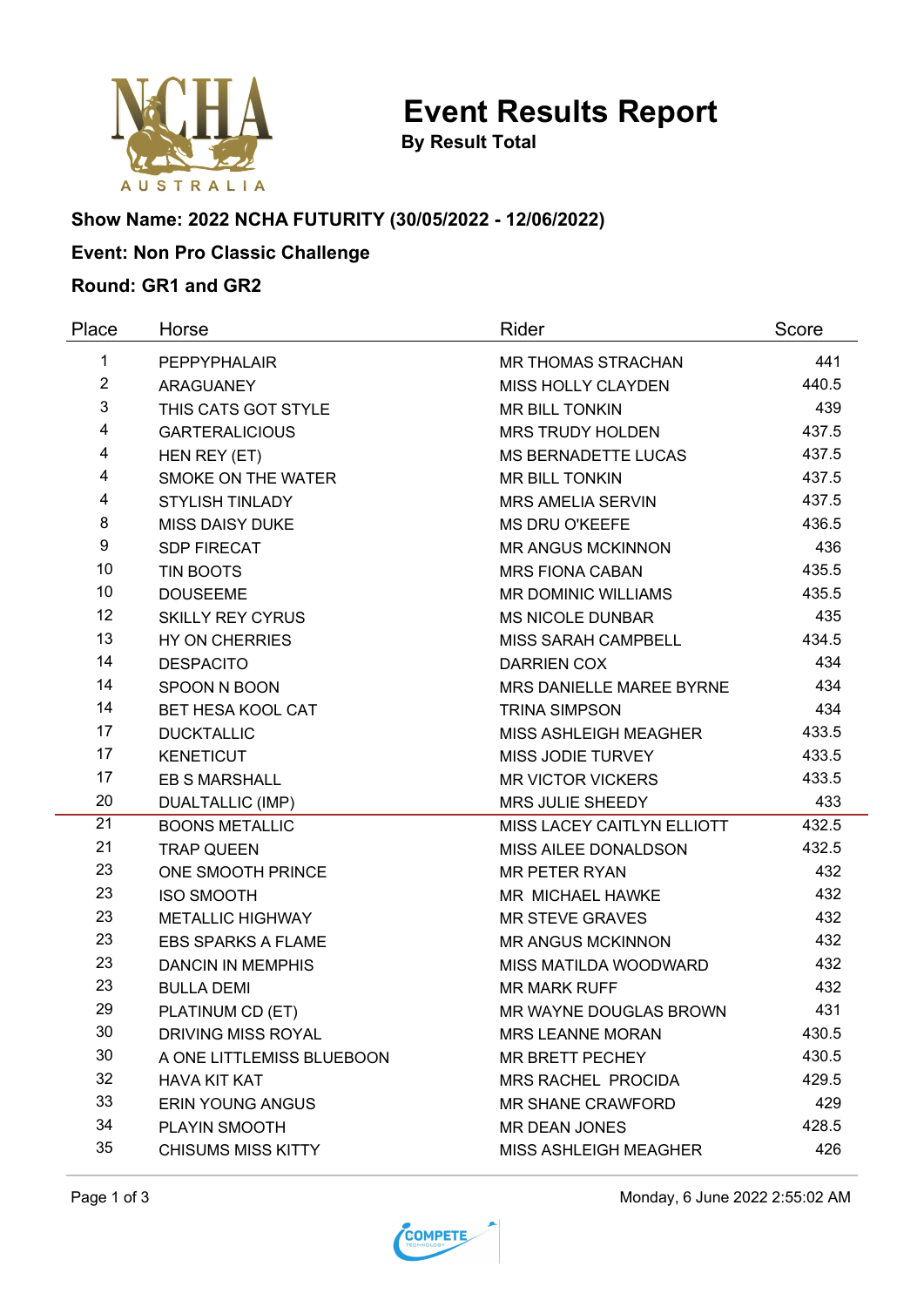# Event Results Report

**By Result Total**

**Show Name: 2022 NCHA FUTURITY (30/05/2022 - 12/06/2022)**

**Event: Non Pro Classic Challenge**

**Round: GR1 and GR2**

| Place | Horse | Rider | Score |
|---|---|---|---|
| 1 | PEPPYPHALAIR | MR THOMAS STRACHAN | 441 |
| 2 | ARAGUANEY | MISS HOLLY CLAYDEN | 440.5 |
| 3 | THIS CATS GOT STYLE | MR BILL TONKIN | 439 |
| 4 | GARTERALICIOUS | MRS TRUDY HOLDEN | 437.5 |
| 4 | HEN REY (ET) | MS BERNADETTE LUCAS | 437.5 |
| 4 | SMOKE ON THE WATER | MR BILL TONKIN | 437.5 |
| 4 | STYLISH TINLADY | MRS AMELIA SERVIN | 437.5 |
| 8 | MISS DAISY DUKE | MS DRU O'KEEFE | 436.5 |
| 9 | SDP FIRECAT | MR ANGUS MCKINNON | 436 |
| 10 | TIN BOOTS | MRS FIONA CABAN | 435.5 |
| 10 | DOUSEEME | MR DOMINIC WILLIAMS | 435.5 |
| 12 | SKILLY REY CYRUS | MS NICOLE DUNBAR | 435 |
| 13 | HY ON CHERRIES | MISS SARAH CAMPBELL | 434.5 |
| 14 | DESPACITO | DARRIEN COX | 434 |
| 14 | SPOON N BOON | MRS DANIELLE MAREE BYRNE | 434 |
| 14 | BET HESA KOOL CAT | TRINA SIMPSON | 434 |
| 17 | DUCKTALLIC | MISS ASHLEIGH MEAGHER | 433.5 |
| 17 | KENETICUT | MISS JODIE TURVEY | 433.5 |
| 17 | EB S MARSHALL | MR VICTOR VICKERS | 433.5 |
| 20 | DUALTALLIC (IMP) | MRS JULIE SHEEDY | 433 |
| 21 | BOONS METALLIC | MISS LACEY CAITLYN ELLIOTT | 432.5 |
| 21 | TRAP QUEEN | MISS AILEE DONALDSON | 432.5 |
| 23 | ONE SMOOTH PRINCE | MR PETER RYAN | 432 |
| 23 | ISO SMOOTH | MR MICHAEL HAWKE | 432 |
| 23 | METALLIC HIGHWAY | MR STEVE GRAVES | 432 |
| 23 | EBS SPARKS A FLAME | MR ANGUS MCKINNON | 432 |
| 23 | DANCIN IN MEMPHIS | MISS MATILDA WOODWARD | 432 |
| 23 | BULLA DEMI | MR MARK RUFF | 432 |
| 29 | PLATINUM CD (ET) | MR WAYNE DOUGLAS BROWN | 431 |
| 30 | DRIVING MISS ROYAL | MRS LEANNE MORAN | 430.5 |
| 30 | A ONE LITTLEMISS BLUEBOON | MR BRETT PECHEY | 430.5 |
| 32 | HAVA KIT KAT | MRS RACHEL PROCIDA | 429.5 |
| 33 | ERIN YOUNG ANGUS | MR SHANE CRAWFORD | 429 |
| 34 | PLAYIN SMOOTH | MR DEAN JONES | 428.5 |
| 35 | CHISUMS MISS KITTY | MISS ASHLEIGH MEAGHER | 426 |

Monday, 6 June 2022 2:55:02 AM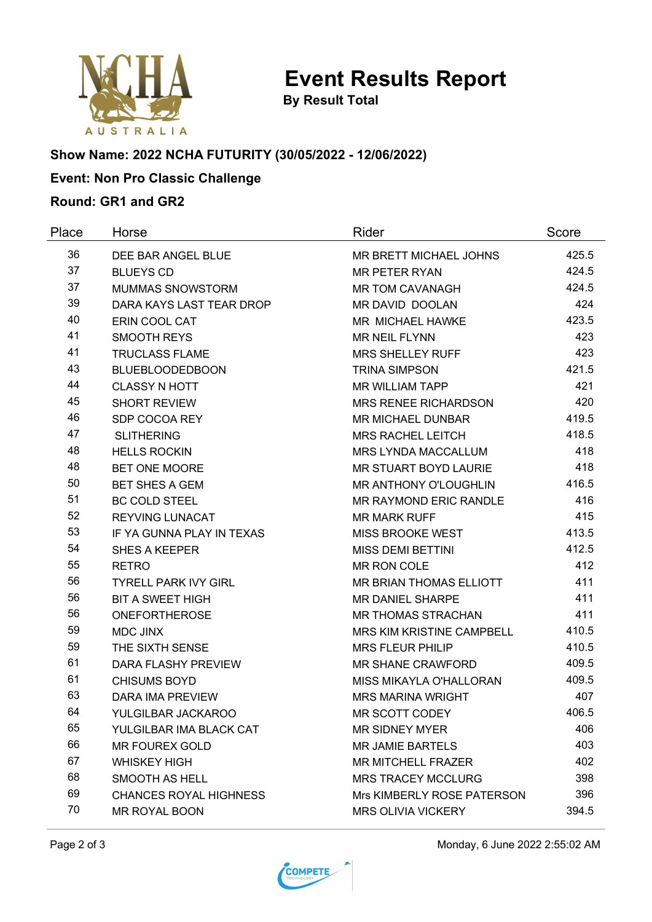# Event Results Report

**By Result Total**

### Show Name: 2022 NCHA FUTURITY (30/05/2022 - 12/06/2022)

### Event: Non Pro Classic Challenge

### Round: GR1 and GR2

| Place | Horse | Rider | Score |
|---|---|---|---|
| 36 | DEE BAR ANGEL BLUE | MR BRETT MICHAEL JOHNS | 425.5 |
| 37 | BLUEYS CD | MR PETER RYAN | 424.5 |
| 37 | MUMMAS SNOWSTORM | MR TOM CAVANAGH | 424.5 |
| 39 | DARA KAYS LAST TEAR DROP | MR DAVID DOOLAN | 424 |
| 40 | ERIN COOL CAT | MR MICHAEL HAWKE | 423.5 |
| 41 | SMOOTH REYS | MR NEIL FLYNN | 423 |
| 41 | TRUCLASS FLAME | MRS SHELLEY RUFF | 423 |
| 43 | BLUEBLOODEDBOON | TRINA SIMPSON | 421.5 |
| 44 | CLASSY N HOTT | MR WILLIAM TAPP | 421 |
| 45 | SHORT REVIEW | MRS RENEE RICHARDSON | 420 |
| 46 | SDP COCOA REY | MR MICHAEL DUNBAR | 419.5 |
| 47 | SLITHERING | MRS RACHEL LEITCH | 418.5 |
| 48 | HELLS ROCKIN | MRS LYNDA MACCALLUM | 418 |
| 48 | BET ONE MOORE | MR STUART BOYD LAURIE | 418 |
| 50 | BET SHES A GEM | MR ANTHONY O'LOUGHLIN | 416.5 |
| 51 | BC COLD STEEL | MR RAYMOND ERIC RANDLE | 416 |
| 52 | REYVING LUNACAT | MR MARK RUFF | 415 |
| 53 | IF YA GUNNA PLAY IN TEXAS | MISS BROOKE WEST | 413.5 |
| 54 | SHES A KEEPER | MISS DEMI BETTINI | 412.5 |
| 55 | RETRO | MR RON COLE | 412 |
| 56 | TYRELL PARK IVY GIRL | MR BRIAN THOMAS ELLIOTT | 411 |
| 56 | BIT A SWEET HIGH | MR DANIEL SHARPE | 411 |
| 56 | ONEFORTHEROSE | MR THOMAS STRACHAN | 411 |
| 59 | MDC JINX | MRS KIM KRISTINE CAMPBELL | 410.5 |
| 59 | THE SIXTH SENSE | MRS FLEUR PHILIP | 410.5 |
| 61 | DARA FLASHY PREVIEW | MR SHANE CRAWFORD | 409.5 |
| 61 | CHISUMS BOYD | MISS MIKAYLA O'HALLORAN | 409.5 |
| 63 | DARA IMA PREVIEW | MRS MARINA WRIGHT | 407 |
| 64 | YULGILBAR JACKAROO | MR SCOTT CODEY | 406.5 |
| 65 | YULGILBAR IMA BLACK CAT | MR SIDNEY MYER | 406 |
| 66 | MR FOUREX GOLD | MR JAMIE BARTELS | 403 |
| 67 | WHISKEY HIGH | MR MITCHELL FRAZER | 402 |
| 68 | SMOOTH AS HELL | MRS TRACEY MCCLURG | 398 |
| 69 | CHANCES ROYAL HIGHNESS | Mrs KIMBERLY ROSE PATERSON | 396 |
| 70 | MR ROYAL BOON | MRS OLIVIA VICKERY | 394.5 |

Monday, 6 June 2022 2:55:02 AM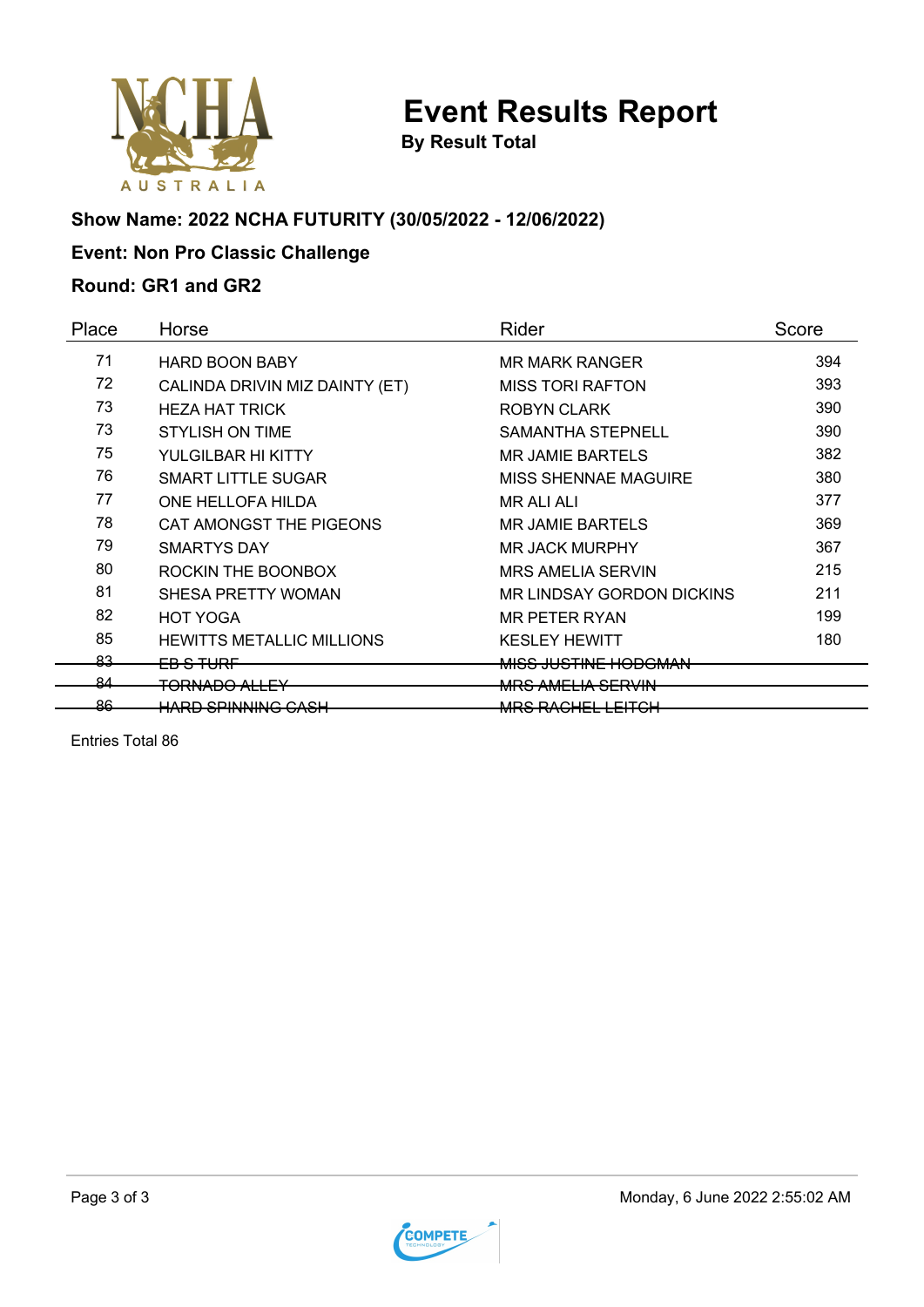# Event Results Report

**By Result Total**

**Show Name: 2022 NCHA FUTURITY (30/05/2022 - 12/06/2022)**

**Event: Non Pro Classic Challenge**

**Round: GR1 and GR2**

| Place | Horse | Rider | Score |
|---|---|---|---|
| 71 | HARD BOON BABY | MR MARK RANGER | 394 |
| 72 | CALINDA DRIVIN MIZ DAINTY (ET) | MISS TORI RAFTON | 393 |
| 73 | HEZA HAT TRICK | ROBYN CLARK | 390 |
| 73 | STYLISH ON TIME | SAMANTHA STEPNELL | 390 |
| 75 | YULGILBAR HI KITTY | MR JAMIE BARTELS | 382 |
| 76 | SMART LITTLE SUGAR | MISS SHENNAE MAGUIRE | 380 |
| 77 | ONE HELLOFA HILDA | MR ALI ALI | 377 |
| 78 | CAT AMONGST THE PIGEONS | MR JAMIE BARTELS | 369 |
| 79 | SMARTYS DAY | MR JACK MURPHY | 367 |
| 80 | ROCKIN THE BOONBOX | MRS AMELIA SERVIN | 215 |
| 81 | SHESA PRETTY WOMAN | MR LINDSAY GORDON DICKINS | 211 |
| 82 | HOT YOGA | MR PETER RYAN | 199 |
| 85 | HEWITTS METALLIC MILLIONS | KESLEY HEWITT | 180 |
| ~~83~~ | ~~EB S TURF~~ | ~~MISS JUSTINE HODGMAN~~ | |
| ~~84~~ | ~~TORNADO ALLEY~~ | ~~MRS AMELIA SERVIN~~ | |
| ~~86~~ | ~~HARD SPINNING CASH~~ | ~~MRS RACHEL LEITCH~~ | |

Entries Total 86

Monday, 6 June 2022 2:55:02 AM